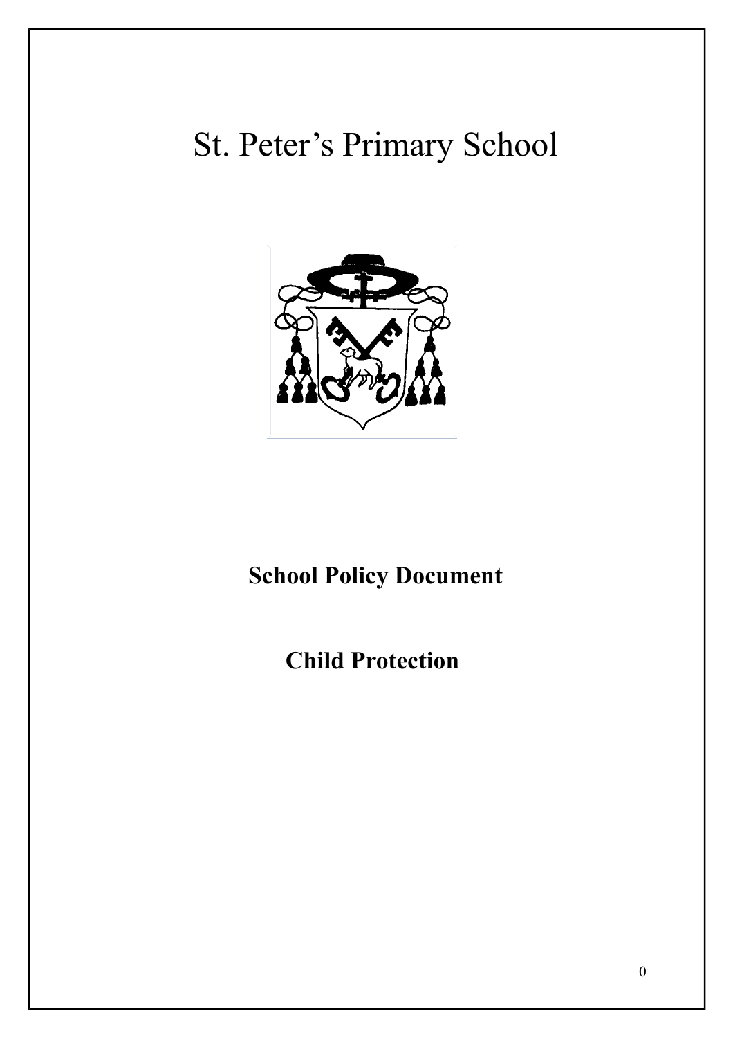# St. Peter's Primary School

**School Policy Document**

**Child Protection**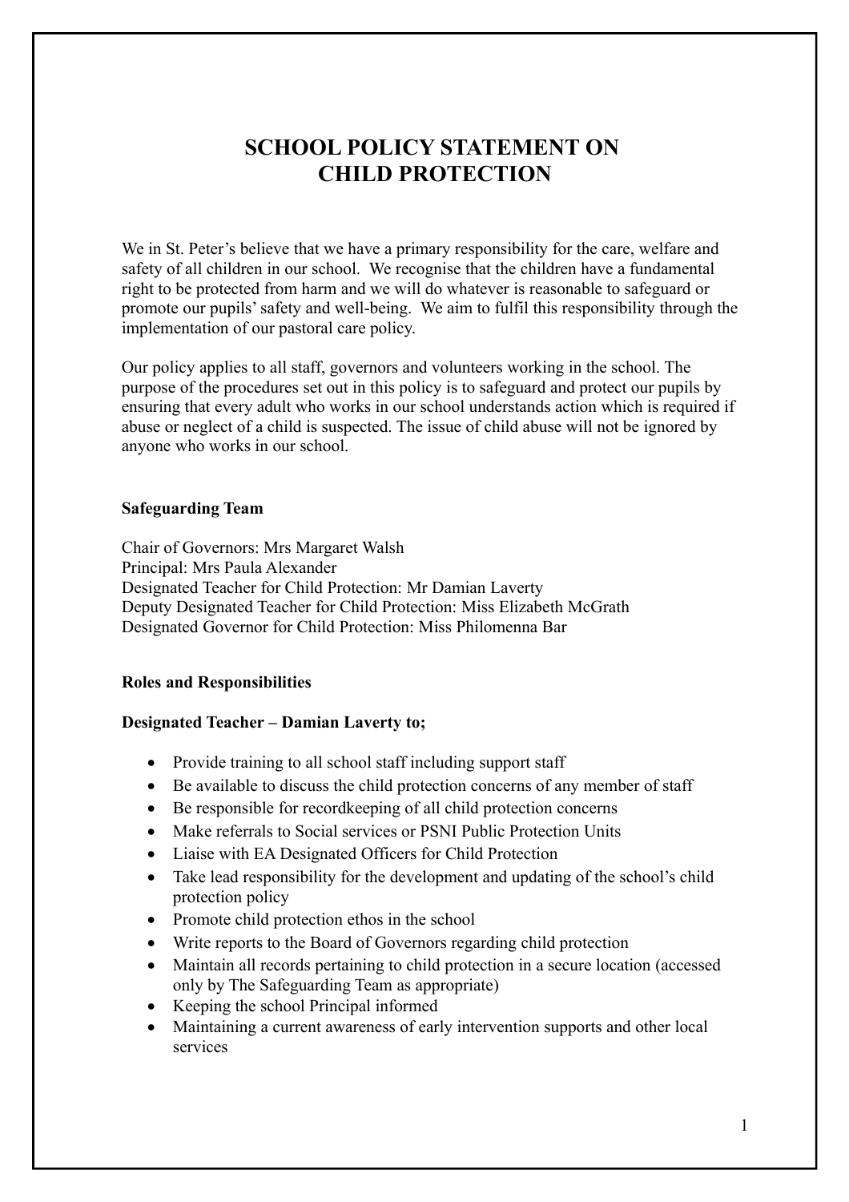# SCHOOL POLICY STATEMENT ON CHILD PROTECTION

We in St. Peter's believe that we have a primary responsibility for the care, welfare and safety of all children in our school. We recognise that the children have a fundamental right to be protected from harm and we will do whatever is reasonable to safeguard or promote our pupils' safety and well-being. We aim to fulfil this responsibility through the implementation of our pastoral care policy.

Our policy applies to all staff, governors and volunteers working in the school. The purpose of the procedures set out in this policy is to safeguard and protect our pupils by ensuring that every adult who works in our school understands action which is required if abuse or neglect of a child is suspected. The issue of child abuse will not be ignored by anyone who works in our school.

**Safeguarding Team**

Chair of Governors: Mrs Margaret Walsh
Principal: Mrs Paula Alexander
Designated Teacher for Child Protection: Mr Damian Laverty
Deputy Designated Teacher for Child Protection: Miss Elizabeth McGrath
Designated Governor for Child Protection: Miss Philomenna Bar

**Roles and Responsibilities**

**Designated Teacher – Damian Laverty to;**

- Provide training to all school staff including support staff
- Be available to discuss the child protection concerns of any member of staff
- Be responsible for recordkeeping of all child protection concerns
- Make referrals to Social services or PSNI Public Protection Units
- Liaise with EA Designated Officers for Child Protection
- Take lead responsibility for the development and updating of the school's child protection policy
- Promote child protection ethos in the school
- Write reports to the Board of Governors regarding child protection
- Maintain all records pertaining to child protection in a secure location (accessed only by The Safeguarding Team as appropriate)
- Keeping the school Principal informed
- Maintaining a current awareness of early intervention supports and other local services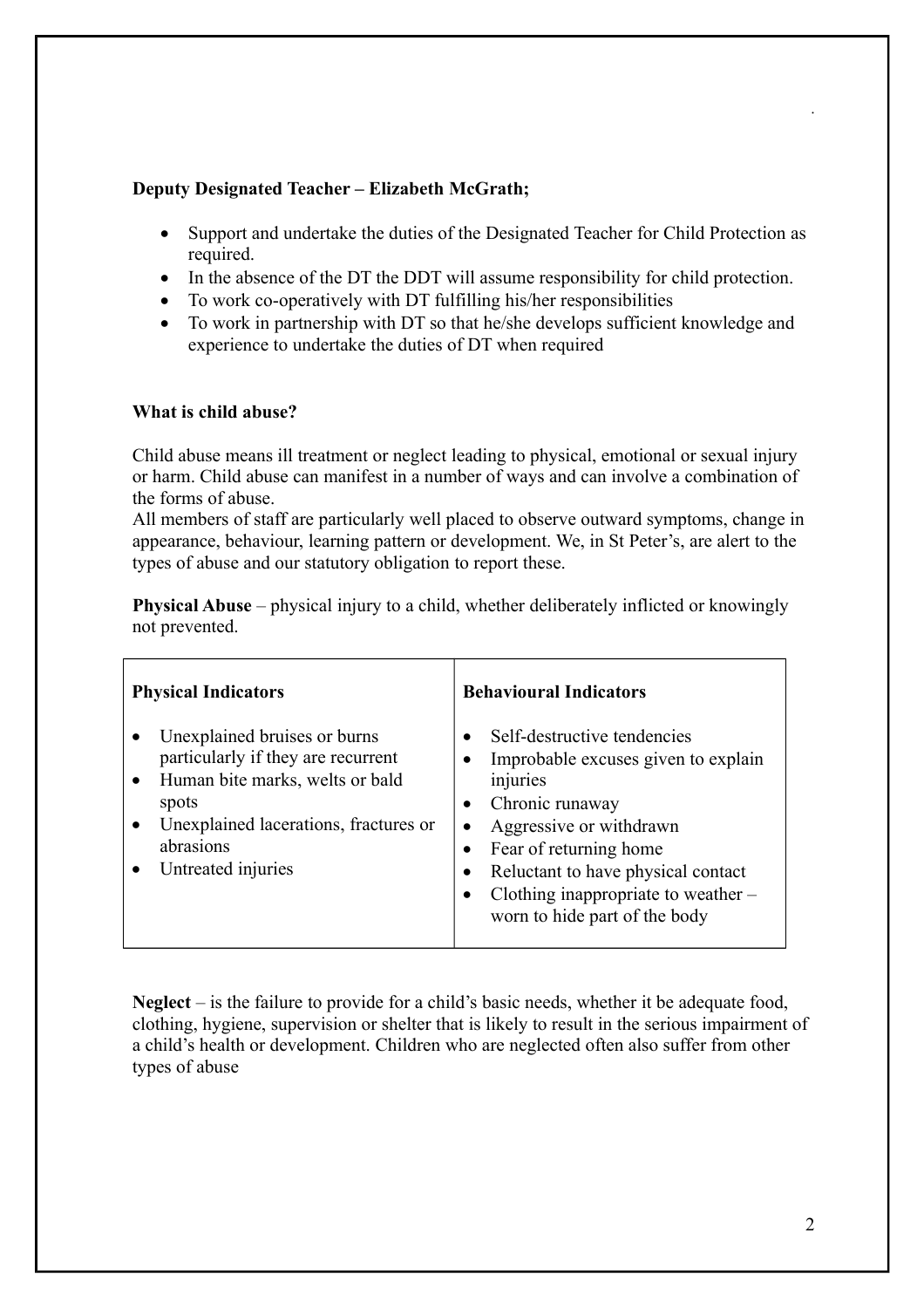**Deputy Designated Teacher – Elizabeth McGrath;**

- Support and undertake the duties of the Designated Teacher for Child Protection as required.
- In the absence of the DT the DDT will assume responsibility for child protection.
- To work co-operatively with DT fulfilling his/her responsibilities
- To work in partnership with DT so that he/she develops sufficient knowledge and experience to undertake the duties of DT when required

**What is child abuse?**

Child abuse means ill treatment or neglect leading to physical, emotional or sexual injury or harm. Child abuse can manifest in a number of ways and can involve a combination of the forms of abuse.
All members of staff are particularly well placed to observe outward symptoms, change in appearance, behaviour, learning pattern or development. We, in St Peter's, are alert to the types of abuse and our statutory obligation to report these.

**Physical Abuse** – physical injury to a child, whether deliberately inflicted or knowingly not prevented.

| **Physical Indicators** | **Behavioural Indicators** |
| --- | --- |
| • Unexplained bruises or burns particularly if they are recurrent<br>• Human bite marks, welts or bald spots<br>• Unexplained lacerations, fractures or abrasions<br>• Untreated injuries | • Self-destructive tendencies<br>• Improbable excuses given to explain injuries<br>• Chronic runaway<br>• Aggressive or withdrawn<br>• Fear of returning home<br>• Reluctant to have physical contact<br>• Clothing inappropriate to weather – worn to hide part of the body |

**Neglect** – is the failure to provide for a child's basic needs, whether it be adequate food, clothing, hygiene, supervision or shelter that is likely to result in the serious impairment of a child's health or development. Children who are neglected often also suffer from other types of abuse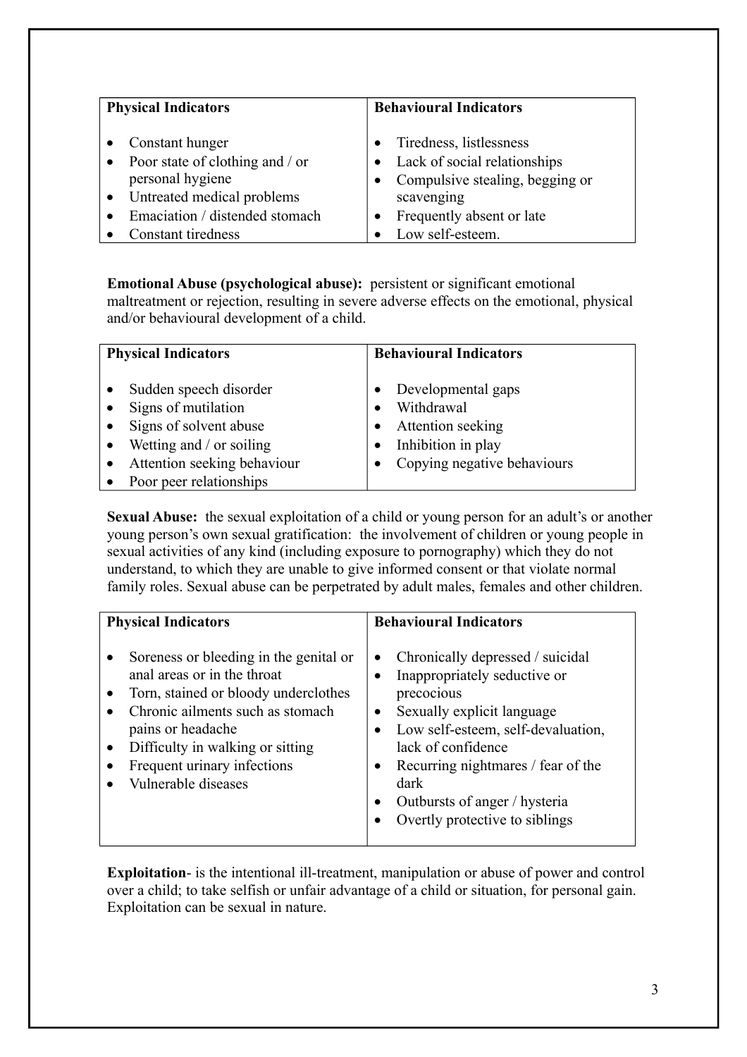| Physical Indicators | Behavioural Indicators |
| --- | --- |
| • Constant hunger<br>• Poor state of clothing and / or personal hygiene<br>• Untreated medical problems<br>• Emaciation / distended stomach<br>• Constant tiredness | • Tiredness, listlessness<br>• Lack of social relationships<br>• Compulsive stealing, begging or scavenging<br>• Frequently absent or late<br>• Low self-esteem. |

**Emotional Abuse (psychological abuse):** persistent or significant emotional maltreatment or rejection, resulting in severe adverse effects on the emotional, physical and/or behavioural development of a child.

| Physical Indicators | Behavioural Indicators |
| --- | --- |
| • Sudden speech disorder<br>• Signs of mutilation<br>• Signs of solvent abuse<br>• Wetting and / or soiling<br>• Attention seeking behaviour<br>• Poor peer relationships | • Developmental gaps<br>• Withdrawal<br>• Attention seeking<br>• Inhibition in play<br>• Copying negative behaviours |

**Sexual Abuse:** the sexual exploitation of a child or young person for an adult's or another young person's own sexual gratification: the involvement of children or young people in sexual activities of any kind (including exposure to pornography) which they do not understand, to which they are unable to give informed consent or that violate normal family roles. Sexual abuse can be perpetrated by adult males, females and other children.

| Physical Indicators | Behavioural Indicators |
| --- | --- |
| • Soreness or bleeding in the genital or anal areas or in the throat<br>• Torn, stained or bloody underclothes<br>• Chronic ailments such as stomach pains or headache<br>• Difficulty in walking or sitting<br>• Frequent urinary infections<br>• Vulnerable diseases | • Chronically depressed / suicidal<br>• Inappropriately seductive or precocious<br>• Sexually explicit language<br>• Low self-esteem, self-devaluation, lack of confidence<br>• Recurring nightmares / fear of the dark<br>• Outbursts of anger / hysteria<br>• Overtly protective to siblings |

**Exploitation**- is the intentional ill-treatment, manipulation or abuse of power and control over a child; to take selfish or unfair advantage of a child or situation, for personal gain. Exploitation can be sexual in nature.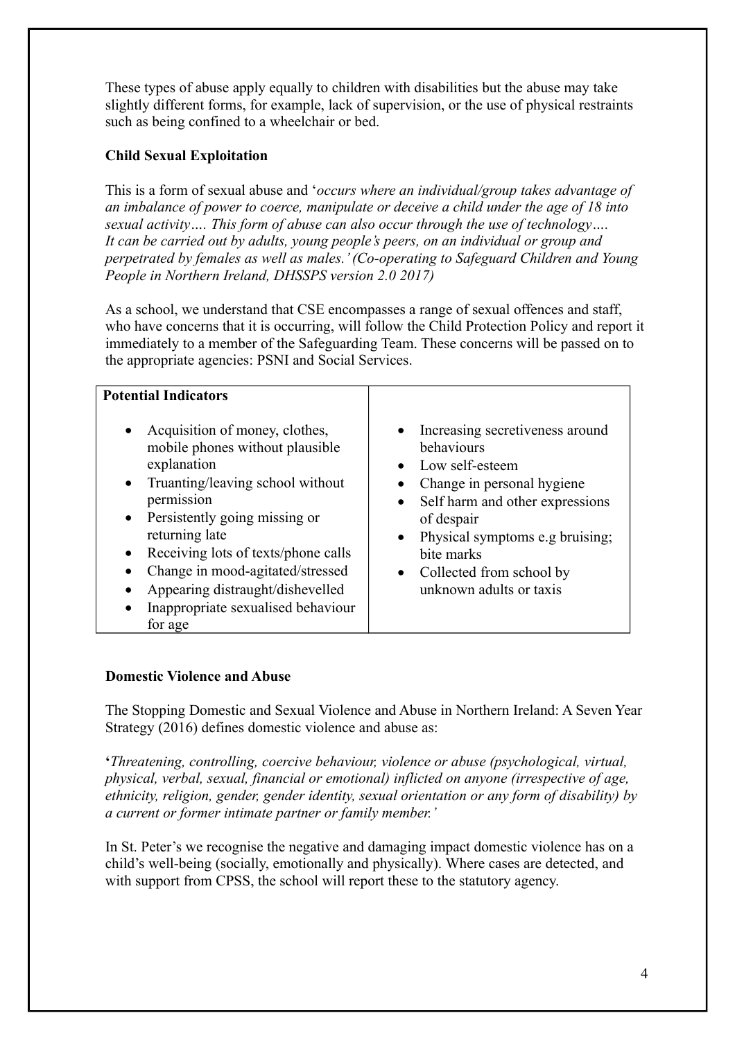These types of abuse apply equally to children with disabilities but the abuse may take slightly different forms, for example, lack of supervision, or the use of physical restraints such as being confined to a wheelchair or bed.

**Child Sexual Exploitation**

This is a form of sexual abuse and '*occurs where an individual/group takes advantage of an imbalance of power to coerce, manipulate or deceive a child under the age of 18 into sexual activity…. This form of abuse can also occur through the use of technology…. It can be carried out by adults, young people's peers, on an individual or group and perpetrated by females as well as males.' (Co-operating to Safeguard Children and Young People in Northern Ireland, DHSSPS version 2.0 2017)*

As a school, we understand that CSE encompasses a range of sexual offences and staff, who have concerns that it is occurring, will follow the Child Protection Policy and report it immediately to a member of the Safeguarding Team. These concerns will be passed on to the appropriate agencies: PSNI and Social Services.

| **Potential Indicators** | |
|---|---|
| • Acquisition of money, clothes, mobile phones without plausible explanation<br>• Truanting/leaving school without permission<br>• Persistently going missing or returning late<br>• Receiving lots of texts/phone calls<br>• Change in mood-agitated/stressed<br>• Appearing distraught/dishevelled<br>• Inappropriate sexualised behaviour for age | • Increasing secretiveness around behaviours<br>• Low self-esteem<br>• Change in personal hygiene<br>• Self harm and other expressions of despair<br>• Physical symptoms e.g bruising; bite marks<br>• Collected from school by unknown adults or taxis |

**Domestic Violence and Abuse**

The Stopping Domestic and Sexual Violence and Abuse in Northern Ireland: A Seven Year Strategy (2016) defines domestic violence and abuse as:

**'***Threatening, controlling, coercive behaviour, violence or abuse (psychological, virtual, physical, verbal, sexual, financial or emotional) inflicted on anyone (irrespective of age, ethnicity, religion, gender, gender identity, sexual orientation or any form of disability) by a current or former intimate partner or family member.'*

In St. Peter's we recognise the negative and damaging impact domestic violence has on a child's well-being (socially, emotionally and physically). Where cases are detected, and with support from CPSS, the school will report these to the statutory agency.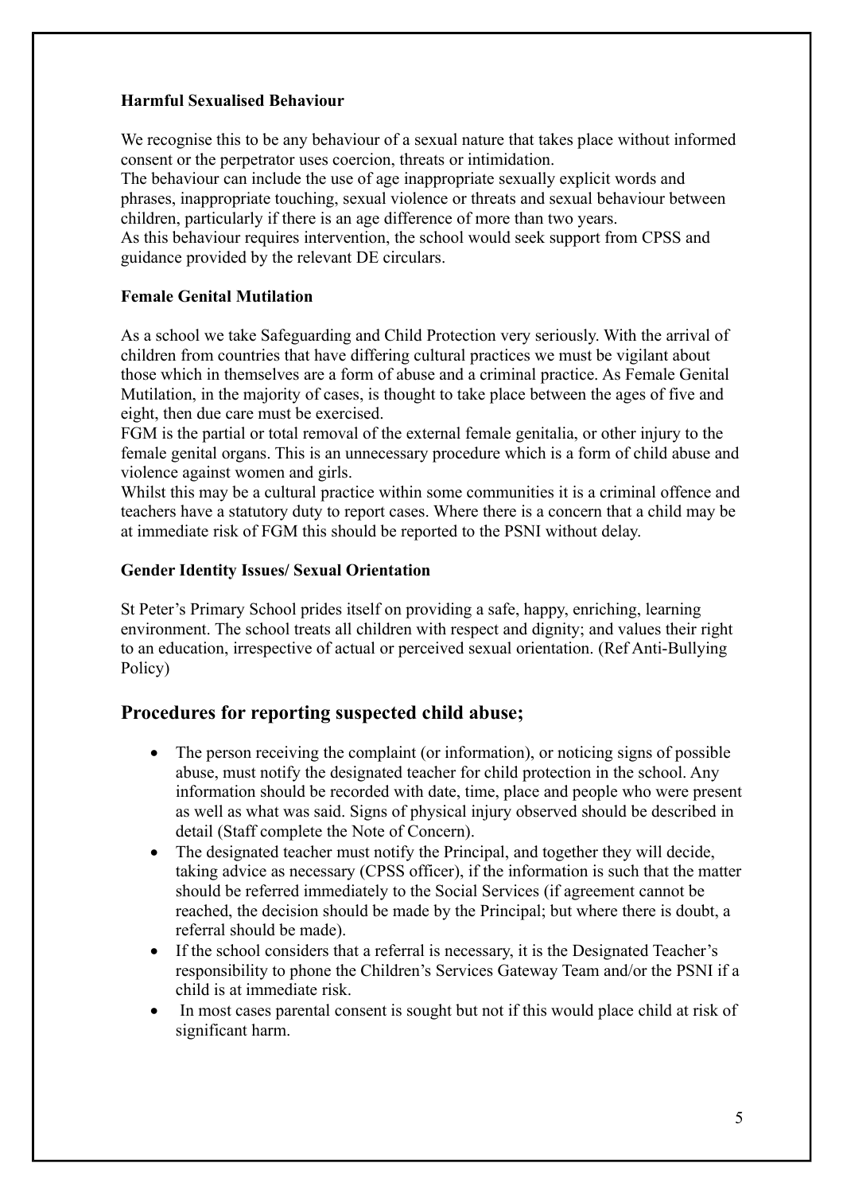**Harmful Sexualised Behaviour**

We recognise this to be any behaviour of a sexual nature that takes place without informed consent or the perpetrator uses coercion, threats or intimidation.
The behaviour can include the use of age inappropriate sexually explicit words and phrases, inappropriate touching, sexual violence or threats and sexual behaviour between children, particularly if there is an age difference of more than two years.
As this behaviour requires intervention, the school would seek support from CPSS and guidance provided by the relevant DE circulars.

**Female Genital Mutilation**

As a school we take Safeguarding and Child Protection very seriously. With the arrival of children from countries that have differing cultural practices we must be vigilant about those which in themselves are a form of abuse and a criminal practice. As Female Genital Mutilation, in the majority of cases, is thought to take place between the ages of five and eight, then due care must be exercised.
FGM is the partial or total removal of the external female genitalia, or other injury to the female genital organs. This is an unnecessary procedure which is a form of child abuse and violence against women and girls.
Whilst this may be a cultural practice within some communities it is a criminal offence and teachers have a statutory duty to report cases. Where there is a concern that a child may be at immediate risk of FGM this should be reported to the PSNI without delay.

**Gender Identity Issues/ Sexual Orientation**

St Peter's Primary School prides itself on providing a safe, happy, enriching, learning environment. The school treats all children with respect and dignity; and values their right to an education, irrespective of actual or perceived sexual orientation. (Ref Anti-Bullying Policy)

## Procedures for reporting suspected child abuse;

- The person receiving the complaint (or information), or noticing signs of possible abuse, must notify the designated teacher for child protection in the school. Any information should be recorded with date, time, place and people who were present as well as what was said. Signs of physical injury observed should be described in detail (Staff complete the Note of Concern).
- The designated teacher must notify the Principal, and together they will decide, taking advice as necessary (CPSS officer), if the information is such that the matter should be referred immediately to the Social Services (if agreement cannot be reached, the decision should be made by the Principal; but where there is doubt, a referral should be made).
- If the school considers that a referral is necessary, it is the Designated Teacher's responsibility to phone the Children's Services Gateway Team and/or the PSNI if a child is at immediate risk.
- In most cases parental consent is sought but not if this would place child at risk of significant harm.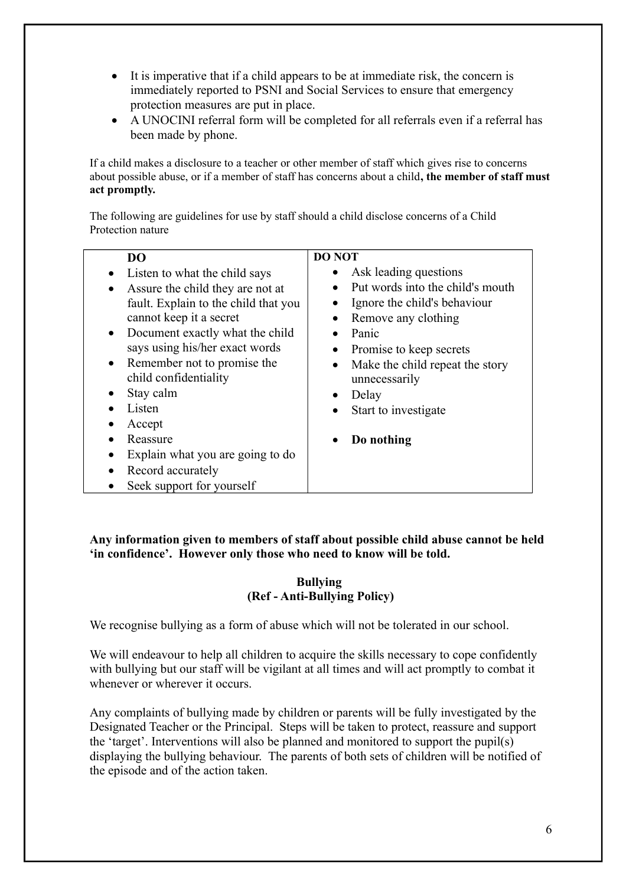- It is imperative that if a child appears to be at immediate risk, the concern is immediately reported to PSNI and Social Services to ensure that emergency protection measures are put in place.
- A UNOCINI referral form will be completed for all referrals even if a referral has been made by phone.

If a child makes a disclosure to a teacher or other member of staff which gives rise to concerns about possible abuse, or if a member of staff has concerns about a child**, the member of staff must act promptly.**

The following are guidelines for use by staff should a child disclose concerns of a Child Protection nature

| DO | DO NOT |
|---|---|
| • Listen to what the child says<br>• Assure the child they are not at fault. Explain to the child that you cannot keep it a secret<br>• Document exactly what the child says using his/her exact words<br>• Remember not to promise the child confidentiality<br>• Stay calm<br>• Listen<br>• Accept<br>• Reassure<br>• Explain what you are going to do<br>• Record accurately<br>• Seek support for yourself | • Ask leading questions<br>• Put words into the child's mouth<br>• Ignore the child's behaviour<br>• Remove any clothing<br>• Panic<br>• Promise to keep secrets<br>• Make the child repeat the story unnecessarily<br>• Delay<br>• Start to investigate<br><br>• **Do nothing** |

**Any information given to members of staff about possible child abuse cannot be held 'in confidence'. However only those who need to know will be told.**

## Bullying
### (Ref - Anti-Bullying Policy)

We recognise bullying as a form of abuse which will not be tolerated in our school.

We will endeavour to help all children to acquire the skills necessary to cope confidently with bullying but our staff will be vigilant at all times and will act promptly to combat it whenever or wherever it occurs.

Any complaints of bullying made by children or parents will be fully investigated by the Designated Teacher or the Principal. Steps will be taken to protect, reassure and support the 'target'. Interventions will also be planned and monitored to support the pupil(s) displaying the bullying behaviour. The parents of both sets of children will be notified of the episode and of the action taken.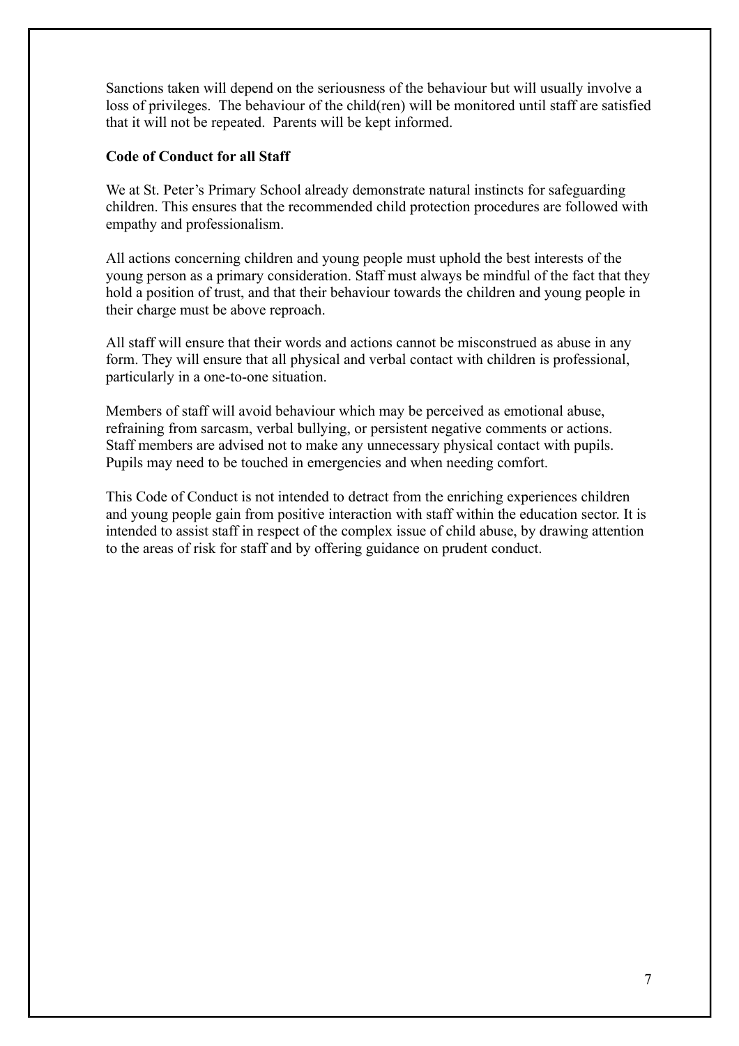Sanctions taken will depend on the seriousness of the behaviour but will usually involve a loss of privileges. The behaviour of the child(ren) will be monitored until staff are satisfied that it will not be repeated. Parents will be kept informed.

**Code of Conduct for all Staff**

We at St. Peter's Primary School already demonstrate natural instincts for safeguarding children. This ensures that the recommended child protection procedures are followed with empathy and professionalism.

All actions concerning children and young people must uphold the best interests of the young person as a primary consideration. Staff must always be mindful of the fact that they hold a position of trust, and that their behaviour towards the children and young people in their charge must be above reproach.

All staff will ensure that their words and actions cannot be misconstrued as abuse in any form. They will ensure that all physical and verbal contact with children is professional, particularly in a one-to-one situation.

Members of staff will avoid behaviour which may be perceived as emotional abuse, refraining from sarcasm, verbal bullying, or persistent negative comments or actions. Staff members are advised not to make any unnecessary physical contact with pupils. Pupils may need to be touched in emergencies and when needing comfort.

This Code of Conduct is not intended to detract from the enriching experiences children and young people gain from positive interaction with staff within the education sector. It is intended to assist staff in respect of the complex issue of child abuse, by drawing attention to the areas of risk for staff and by offering guidance on prudent conduct.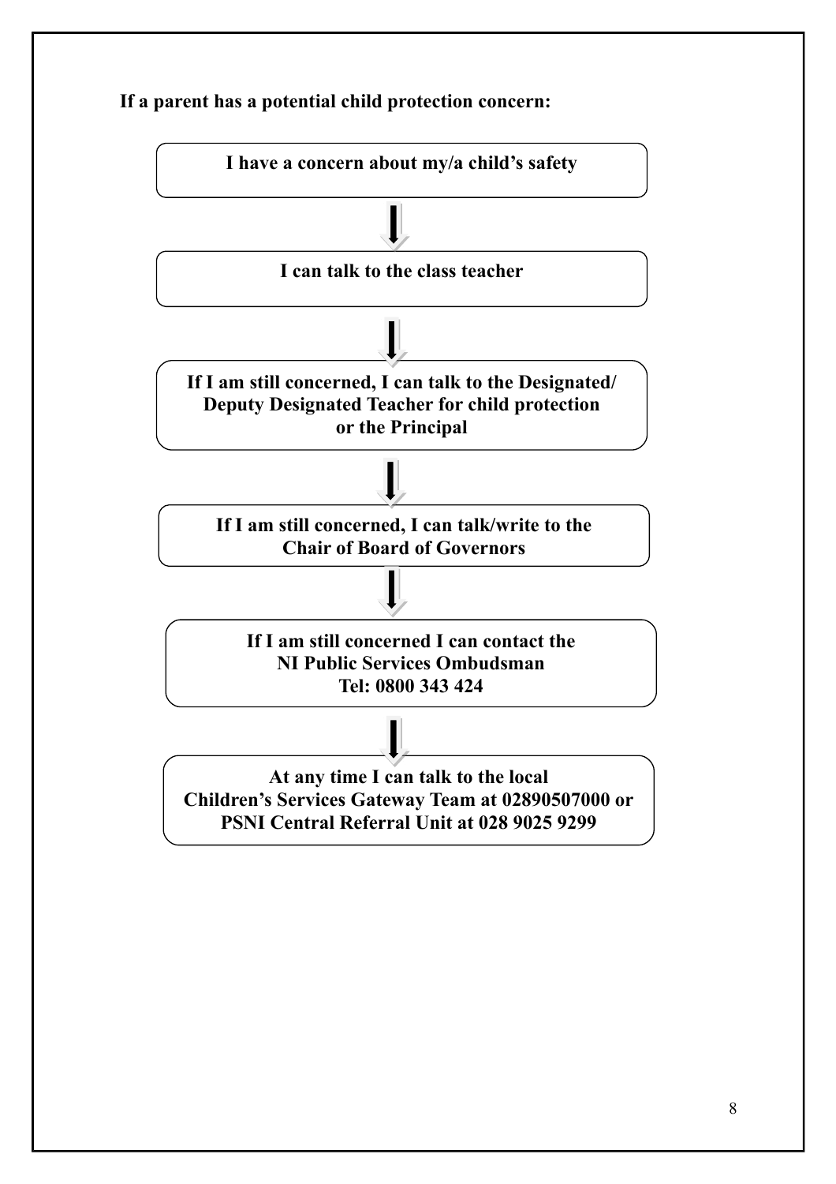**If a parent has a potential child protection concern:**

**I have a concern about my/a child's safety**

↓

**I can talk to the class teacher**

↓

**If I am still concerned, I can talk to the Designated/ Deputy Designated Teacher for child protection or the Principal**

↓

**If I am still concerned, I can talk/write to the Chair of Board of Governors**

↓

**If I am still concerned I can contact the NI Public Services Ombudsman Tel: 0800 343 424**

↓

**At any time I can talk to the local Children's Services Gateway Team at 02890507000 or PSNI Central Referral Unit at 028 9025 9299**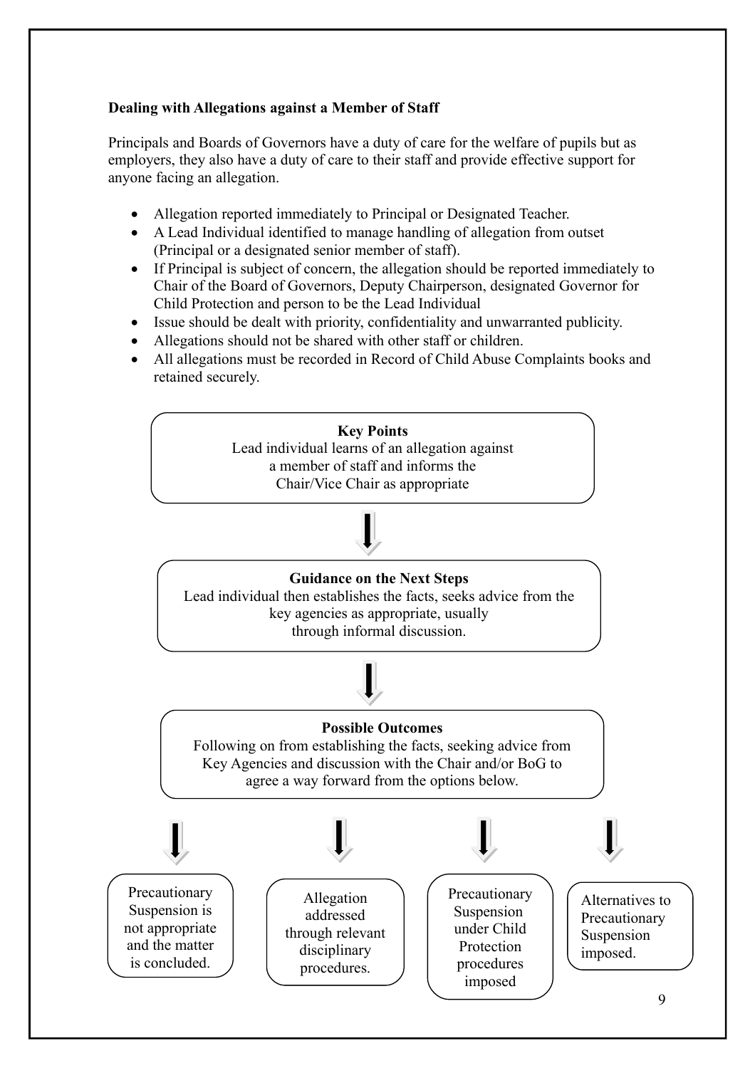**Dealing with Allegations against a Member of Staff**

Principals and Boards of Governors have a duty of care for the welfare of pupils but as employers, they also have a duty of care to their staff and provide effective support for anyone facing an allegation.

- Allegation reported immediately to Principal or Designated Teacher.
- A Lead Individual identified to manage handling of allegation from outset (Principal or a designated senior member of staff).
- If Principal is subject of concern, the allegation should be reported immediately to Chair of the Board of Governors, Deputy Chairperson, designated Governor for Child Protection and person to be the Lead Individual
- Issue should be dealt with priority, confidentiality and unwarranted publicity.
- Allegations should not be shared with other staff or children.
- All allegations must be recorded in Record of Child Abuse Complaints books and retained securely.

**Key Points**
Lead individual learns of an allegation against a member of staff and informs the Chair/Vice Chair as appropriate

↓

**Guidance on the Next Steps**
Lead individual then establishes the facts, seeks advice from the key agencies as appropriate, usually through informal discussion.

↓

**Possible Outcomes**
Following on from establishing the facts, seeking advice from Key Agencies and discussion with the Chair and/or BoG to agree a way forward from the options below.

↓

- Precautionary Suspension is not appropriate and the matter is concluded.
- Allegation addressed through relevant disciplinary procedures.
- Precautionary Suspension under Child Protection procedures imposed
- Alternatives to Precautionary Suspension imposed.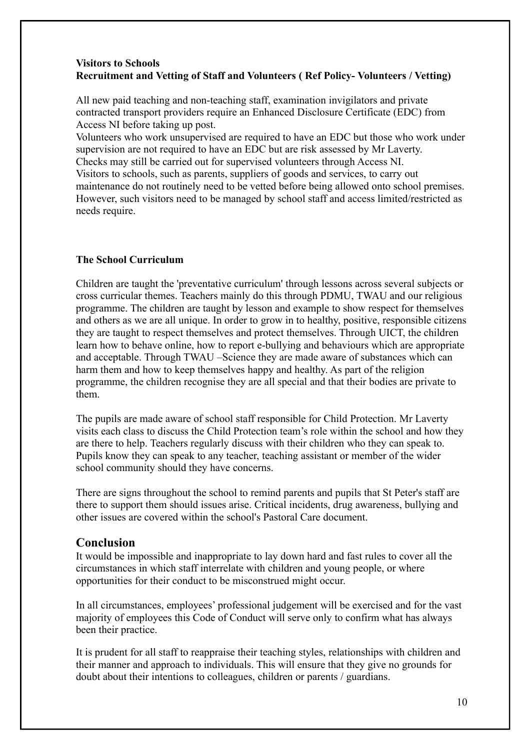**Visitors to Schools**
**Recruitment and Vetting of Staff and Volunteers ( Ref Policy- Volunteers / Vetting)**

All new paid teaching and non-teaching staff, examination invigilators and private contracted transport providers require an Enhanced Disclosure Certificate (EDC) from Access NI before taking up post.
Volunteers who work unsupervised are required to have an EDC but those who work under supervision are not required to have an EDC but are risk assessed by Mr Laverty.
Checks may still be carried out for supervised volunteers through Access NI.
Visitors to schools, such as parents, suppliers of goods and services, to carry out maintenance do not routinely need to be vetted before being allowed onto school premises. However, such visitors need to be managed by school staff and access limited/restricted as needs require.

**The School Curriculum**

Children are taught the 'preventative curriculum' through lessons across several subjects or cross curricular themes. Teachers mainly do this through PDMU, TWAU and our religious programme. The children are taught by lesson and example to show respect for themselves and others as we are all unique. In order to grow in to healthy, positive, responsible citizens they are taught to respect themselves and protect themselves. Through UICT, the children learn how to behave online, how to report e-bullying and behaviours which are appropriate and acceptable. Through TWAU –Science they are made aware of substances which can harm them and how to keep themselves happy and healthy. As part of the religion programme, the children recognise they are all special and that their bodies are private to them.

The pupils are made aware of school staff responsible for Child Protection. Mr Laverty visits each class to discuss the Child Protection team's role within the school and how they are there to help. Teachers regularly discuss with their children who they can speak to. Pupils know they can speak to any teacher, teaching assistant or member of the wider school community should they have concerns.

There are signs throughout the school to remind parents and pupils that St Peter's staff are there to support them should issues arise. Critical incidents, drug awareness, bullying and other issues are covered within the school's Pastoral Care document.

## Conclusion

It would be impossible and inappropriate to lay down hard and fast rules to cover all the circumstances in which staff interrelate with children and young people, or where opportunities for their conduct to be misconstrued might occur.

In all circumstances, employees' professional judgement will be exercised and for the vast majority of employees this Code of Conduct will serve only to confirm what has always been their practice.

It is prudent for all staff to reappraise their teaching styles, relationships with children and their manner and approach to individuals. This will ensure that they give no grounds for doubt about their intentions to colleagues, children or parents / guardians.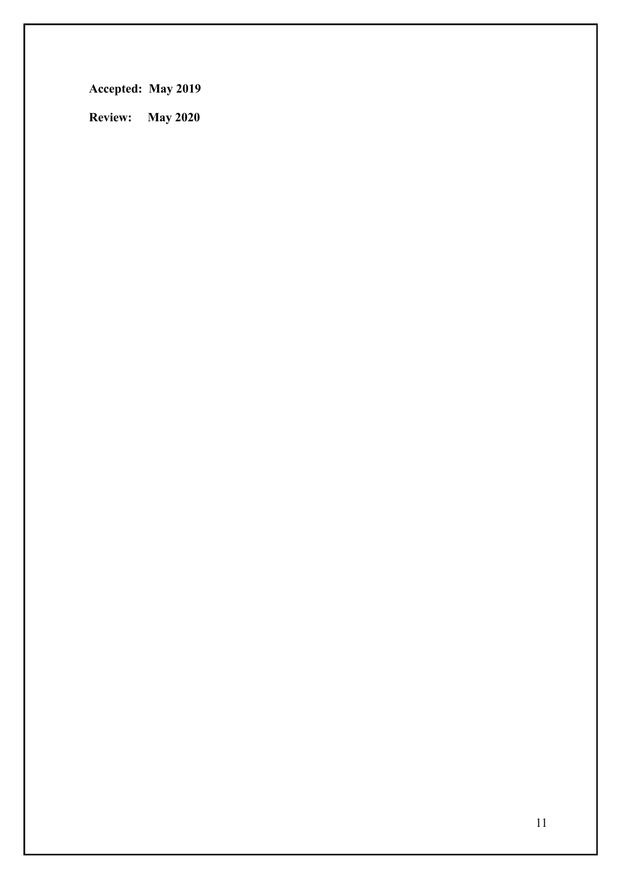**Accepted: May 2019**

**Review: May 2020**